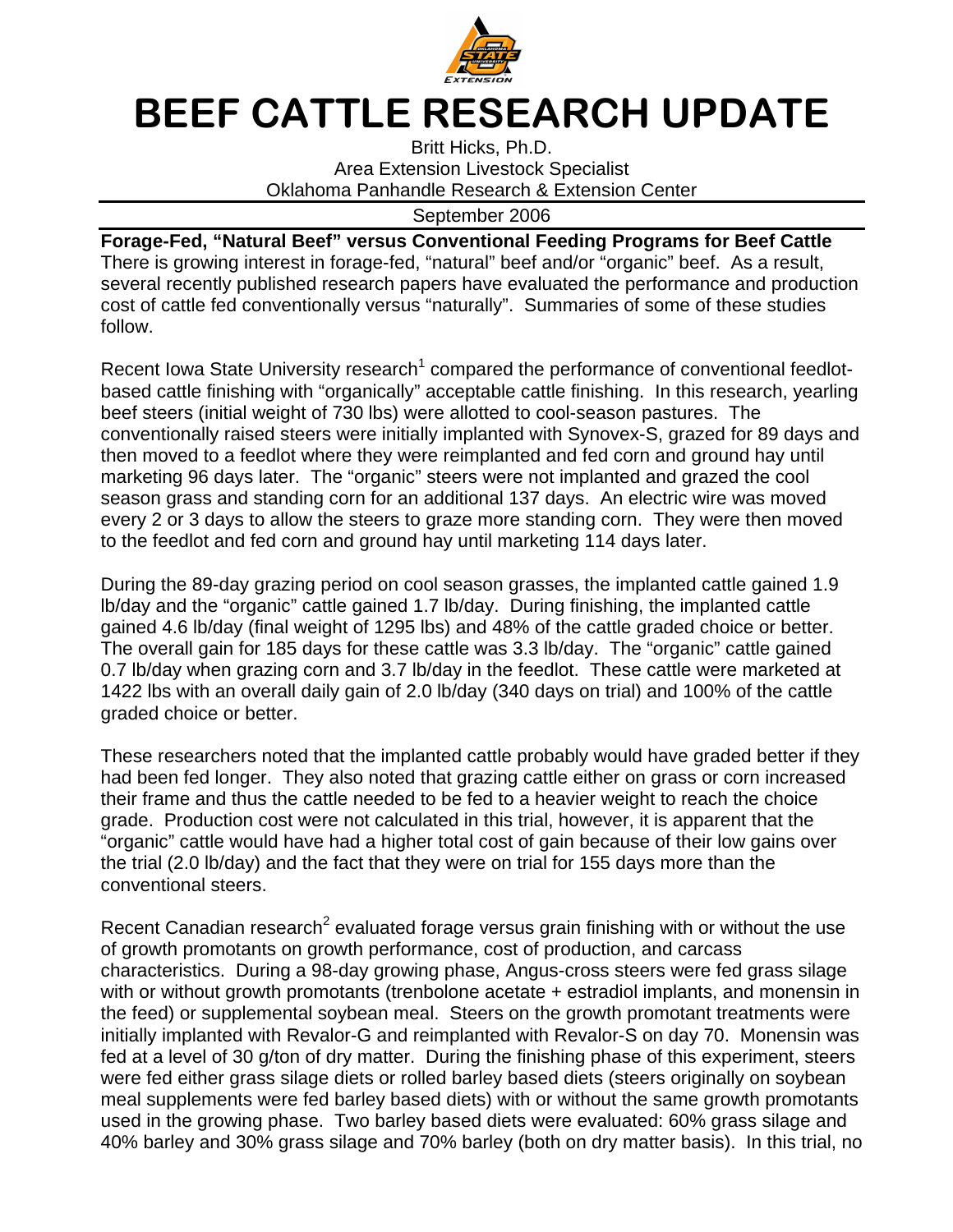# BEEF CATTLE RESEARCH UPDATE

Britt Hicks, Ph.D.
Area Extension Livestock Specialist
Oklahoma Panhandle Research & Extension Center

September 2006

**Forage-Fed, "Natural Beef" versus Conventional Feeding Programs for Beef Cattle**

There is growing interest in forage-fed, "natural" beef and/or "organic" beef. As a result, several recently published research papers have evaluated the performance and production cost of cattle fed conventionally versus "naturally". Summaries of some of these studies follow.

Recent Iowa State University research[1] compared the performance of conventional feedlot-based cattle finishing with "organically" acceptable cattle finishing. In this research, yearling beef steers (initial weight of 730 lbs) were allotted to cool-season pastures. The conventionally raised steers were initially implanted with Synovex-S, grazed for 89 days and then moved to a feedlot where they were reimplanted and fed corn and ground hay until marketing 96 days later. The "organic" steers were not implanted and grazed the cool season grass and standing corn for an additional 137 days. An electric wire was moved every 2 or 3 days to allow the steers to graze more standing corn. They were then moved to the feedlot and fed corn and ground hay until marketing 114 days later.

During the 89-day grazing period on cool season grasses, the implanted cattle gained 1.9 lb/day and the "organic" cattle gained 1.7 lb/day. During finishing, the implanted cattle gained 4.6 lb/day (final weight of 1295 lbs) and 48% of the cattle graded choice or better. The overall gain for 185 days for these cattle was 3.3 lb/day. The "organic" cattle gained 0.7 lb/day when grazing corn and 3.7 lb/day in the feedlot. These cattle were marketed at 1422 lbs with an overall daily gain of 2.0 lb/day (340 days on trial) and 100% of the cattle graded choice or better.

These researchers noted that the implanted cattle probably would have graded better if they had been fed longer. They also noted that grazing cattle either on grass or corn increased their frame and thus the cattle needed to be fed to a heavier weight to reach the choice grade. Production cost were not calculated in this trial, however, it is apparent that the "organic" cattle would have had a higher total cost of gain because of their low gains over the trial (2.0 lb/day) and the fact that they were on trial for 155 days more than the conventional steers.

Recent Canadian research[2] evaluated forage versus grain finishing with or without the use of growth promotants on growth performance, cost of production, and carcass characteristics. During a 98-day growing phase, Angus-cross steers were fed grass silage with or without growth promotants (trenbolone acetate + estradiol implants, and monensin in the feed) or supplemental soybean meal. Steers on the growth promotant treatments were initially implanted with Revalor-G and reimplanted with Revalor-S on day 70. Monensin was fed at a level of 30 g/ton of dry matter. During the finishing phase of this experiment, steers were fed either grass silage diets or rolled barley based diets (steers originally on soybean meal supplements were fed barley based diets) with or without the same growth promotants used in the growing phase. Two barley based diets were evaluated: 60% grass silage and 40% barley and 30% grass silage and 70% barley (both on dry matter basis). In this trial, no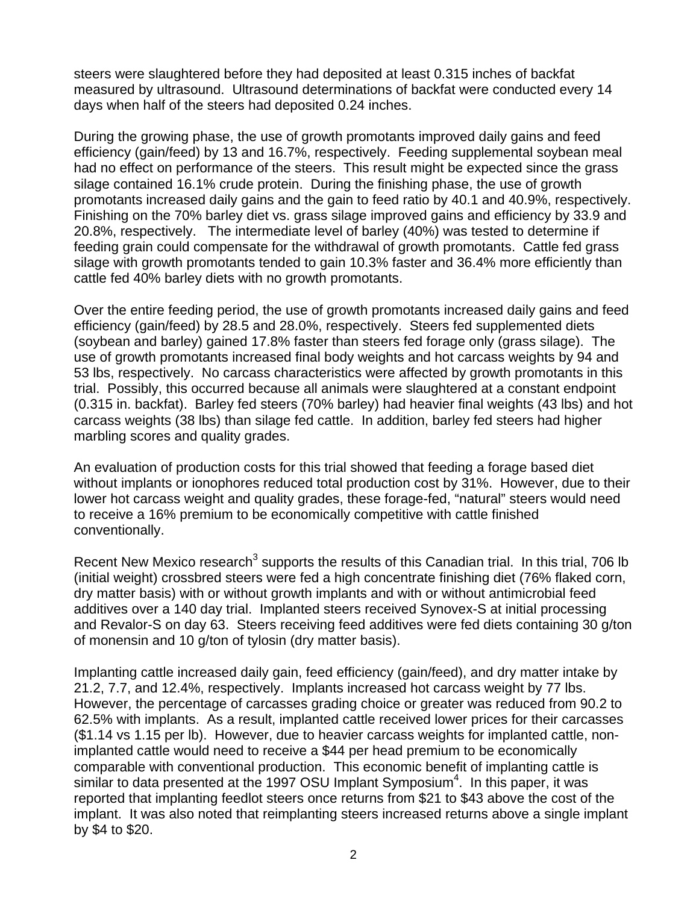steers were slaughtered before they had deposited at least 0.315 inches of backfat measured by ultrasound. Ultrasound determinations of backfat were conducted every 14 days when half of the steers had deposited 0.24 inches.

During the growing phase, the use of growth promotants improved daily gains and feed efficiency (gain/feed) by 13 and 16.7%, respectively. Feeding supplemental soybean meal had no effect on performance of the steers. This result might be expected since the grass silage contained 16.1% crude protein. During the finishing phase, the use of growth promotants increased daily gains and the gain to feed ratio by 40.1 and 40.9%, respectively. Finishing on the 70% barley diet vs. grass silage improved gains and efficiency by 33.9 and 20.8%, respectively. The intermediate level of barley (40%) was tested to determine if feeding grain could compensate for the withdrawal of growth promotants. Cattle fed grass silage with growth promotants tended to gain 10.3% faster and 36.4% more efficiently than cattle fed 40% barley diets with no growth promotants.

Over the entire feeding period, the use of growth promotants increased daily gains and feed efficiency (gain/feed) by 28.5 and 28.0%, respectively. Steers fed supplemented diets (soybean and barley) gained 17.8% faster than steers fed forage only (grass silage). The use of growth promotants increased final body weights and hot carcass weights by 94 and 53 lbs, respectively. No carcass characteristics were affected by growth promotants in this trial. Possibly, this occurred because all animals were slaughtered at a constant endpoint (0.315 in. backfat). Barley fed steers (70% barley) had heavier final weights (43 lbs) and hot carcass weights (38 lbs) than silage fed cattle. In addition, barley fed steers had higher marbling scores and quality grades.

An evaluation of production costs for this trial showed that feeding a forage based diet without implants or ionophores reduced total production cost by 31%. However, due to their lower hot carcass weight and quality grades, these forage-fed, "natural" steers would need to receive a 16% premium to be economically competitive with cattle finished conventionally.

Recent New Mexico research[3] supports the results of this Canadian trial. In this trial, 706 lb (initial weight) crossbred steers were fed a high concentrate finishing diet (76% flaked corn, dry matter basis) with or without growth implants and with or without antimicrobial feed additives over a 140 day trial. Implanted steers received Synovex-S at initial processing and Revalor-S on day 63. Steers receiving feed additives were fed diets containing 30 g/ton of monensin and 10 g/ton of tylosin (dry matter basis).

Implanting cattle increased daily gain, feed efficiency (gain/feed), and dry matter intake by 21.2, 7.7, and 12.4%, respectively. Implants increased hot carcass weight by 77 lbs. However, the percentage of carcasses grading choice or greater was reduced from 90.2 to 62.5% with implants. As a result, implanted cattle received lower prices for their carcasses ($1.14 vs 1.15 per lb). However, due to heavier carcass weights for implanted cattle, non-implanted cattle would need to receive a $44 per head premium to be economically comparable with conventional production. This economic benefit of implanting cattle is similar to data presented at the 1997 OSU Implant Symposium[4]. In this paper, it was reported that implanting feedlot steers once returns from $21 to $43 above the cost of the implant. It was also noted that reimplanting steers increased returns above a single implant by $4 to $20.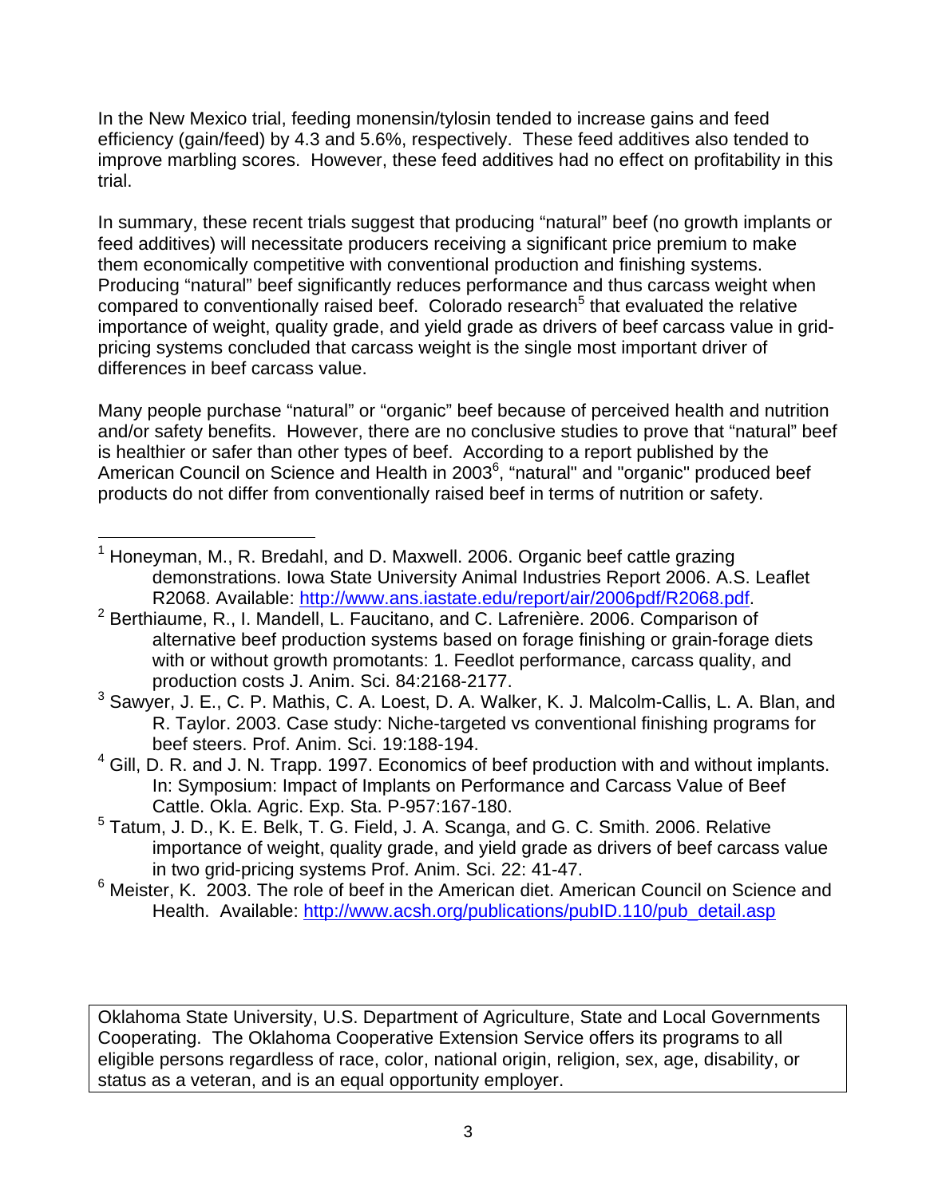In the New Mexico trial, feeding monensin/tylosin tended to increase gains and feed efficiency (gain/feed) by 4.3 and 5.6%, respectively. These feed additives also tended to improve marbling scores. However, these feed additives had no effect on profitability in this trial.

In summary, these recent trials suggest that producing "natural" beef (no growth implants or feed additives) will necessitate producers receiving a significant price premium to make them economically competitive with conventional production and finishing systems. Producing "natural" beef significantly reduces performance and thus carcass weight when compared to conventionally raised beef. Colorado research[5] that evaluated the relative importance of weight, quality grade, and yield grade as drivers of beef carcass value in grid-pricing systems concluded that carcass weight is the single most important driver of differences in beef carcass value.

Many people purchase "natural" or "organic" beef because of perceived health and nutrition and/or safety benefits. However, there are no conclusive studies to prove that "natural" beef is healthier or safer than other types of beef. According to a report published by the American Council on Science and Health in 2003[6], "natural" and "organic" produced beef products do not differ from conventionally raised beef in terms of nutrition or safety.

---

[1] Honeyman, M., R. Bredahl, and D. Maxwell. 2006. Organic beef cattle grazing demonstrations. Iowa State University Animal Industries Report 2006. A.S. Leaflet R2068. Available: http://www.ans.iastate.edu/report/air/2006pdf/R2068.pdf.

[2] Berthiaume, R., I. Mandell, L. Faucitano, and C. Lafrenière. 2006. Comparison of alternative beef production systems based on forage finishing or grain-forage diets with or without growth promotants: 1. Feedlot performance, carcass quality, and production costs J. Anim. Sci. 84:2168-2177.

[3] Sawyer, J. E., C. P. Mathis, C. A. Loest, D. A. Walker, K. J. Malcolm-Callis, L. A. Blan, and R. Taylor. 2003. Case study: Niche-targeted vs conventional finishing programs for beef steers. Prof. Anim. Sci. 19:188-194.

[4] Gill, D. R. and J. N. Trapp. 1997. Economics of beef production with and without implants. In: Symposium: Impact of Implants on Performance and Carcass Value of Beef Cattle. Okla. Agric. Exp. Sta. P-957:167-180.

[5] Tatum, J. D., K. E. Belk, T. G. Field, J. A. Scanga, and G. C. Smith. 2006. Relative importance of weight, quality grade, and yield grade as drivers of beef carcass value in two grid-pricing systems Prof. Anim. Sci. 22: 41-47.

[6] Meister, K. 2003. The role of beef in the American diet. American Council on Science and Health. Available: http://www.acsh.org/publications/pubID.110/pub_detail.asp

Oklahoma State University, U.S. Department of Agriculture, State and Local Governments Cooperating. The Oklahoma Cooperative Extension Service offers its programs to all eligible persons regardless of race, color, national origin, religion, sex, age, disability, or status as a veteran, and is an equal opportunity employer.